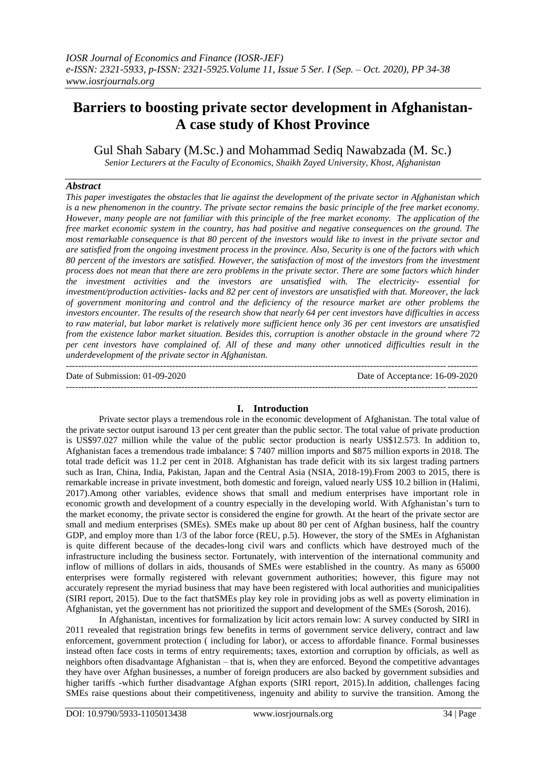# Barriers to boosting private sector development in Afghanistan-A case study of Khost Province

Gul Shah Sabary (M.Sc.) and Mohammad Sediq Nawabzada (M. Sc.)

*Senior Lecturers at the Faculty of Economics, Shaikh Zayed University, Khost, Afghanistan*

## *Abstract*

*This paper investigates the obstacles that lie against the development of the private sector in Afghanistan which is a new phenomenon in the country. The private sector remains the basic principle of the free market economy. However, many people are not familiar with this principle of the free market economy. The application of the free market economic system in the country, has had positive and negative consequences on the ground. The most remarkable consequence is that 80 percent of the investors would like to invest in the private sector and are satisfied from the ongoing investment process in the province. Also, Security is one of the factors with which 80 percent of the investors are satisfied. However, the satisfaction of most of the investors from the investment process does not mean that there are zero problems in the private sector. There are some factors which hinder the investment activities and the investors are unsatisfied with. The electricity- essential for investment/production activities- lacks and 82 per cent of investors are unsatisfied with that. Moreover, the lack of government monitoring and control and the deficiency of the resource market are other problems the investors encounter. The results of the research show that nearly 64 per cent investors have difficulties in access to raw material, but labor market is relatively more sufficient hence only 36 per cent investors are unsatisfied from the existence labor market situation. Besides this, corruption is another obstacle in the ground where 72 per cent investors have complained of. All of these and many other unnoticed difficulties result in the underdevelopment of the private sector in Afghanistan.*

---

Date of Submission: 01-09-2020 Date of Acceptance: 16-09-2020

---

## I. Introduction

Private sector plays a tremendous role in the economic development of Afghanistan. The total value of the private sector output isaround 13 per cent greater than the public sector. The total value of private production is US$97.027 million while the value of the public sector production is nearly US$12.573. In addition to, Afghanistan faces a tremendous trade imbalance: $ 7407 million imports and $875 million exports in 2018. The total trade deficit was 11.2 per cent in 2018. Afghanistan has trade deficit with its six largest trading partners such as Iran, China, India, Pakistan, Japan and the Central Asia (NSIA, 2018-19).From 2003 to 2015, there is remarkable increase in private investment, both domestic and foreign, valued nearly US$ 10.2 billion in (Halimi, 2017).Among other variables, evidence shows that small and medium enterprises have important role in economic growth and development of a country especially in the developing world. With Afghanistan's turn to the market economy, the private sector is considered the engine for growth. At the heart of the private sector are small and medium enterprises (SMEs). SMEs make up about 80 per cent of Afghan business, half the country GDP, and employ more than 1/3 of the labor force (REU, p.5). However, the story of the SMEs in Afghanistan is quite different because of the decades-long civil wars and conflicts which have destroyed much of the infrastructure including the business sector. Fortunately, with intervention of the international community and inflow of millions of dollars in aids, thousands of SMEs were established in the country. As many as 65000 enterprises were formally registered with relevant government authorities; however, this figure may not accurately represent the myriad business that may have been registered with local authorities and municipalities (SIRI report, 2015). Due to the fact thatSMEs play key role in providing jobs as well as poverty elimination in Afghanistan, yet the government has not prioritized the support and development of the SMEs (Sorosh, 2016).

In Afghanistan, incentives for formalization by licit actors remain low: A survey conducted by SIRI in 2011 revealed that registration brings few benefits in terms of government service delivery, contract and law enforcement, government protection ( including for labor), or access to affordable finance. Formal businesses instead often face costs in terms of entry requirements; taxes, extortion and corruption by officials, as well as neighbors often disadvantage Afghanistan – that is, when they are enforced. Beyond the competitive advantages they have over Afghan businesses, a number of foreign producers are also backed by government subsidies and higher tariffs -which further disadvantage Afghan exports (SIRI report, 2015).In addition, challenges facing SMEs raise questions about their competitiveness, ingenuity and ability to survive the transition. Among the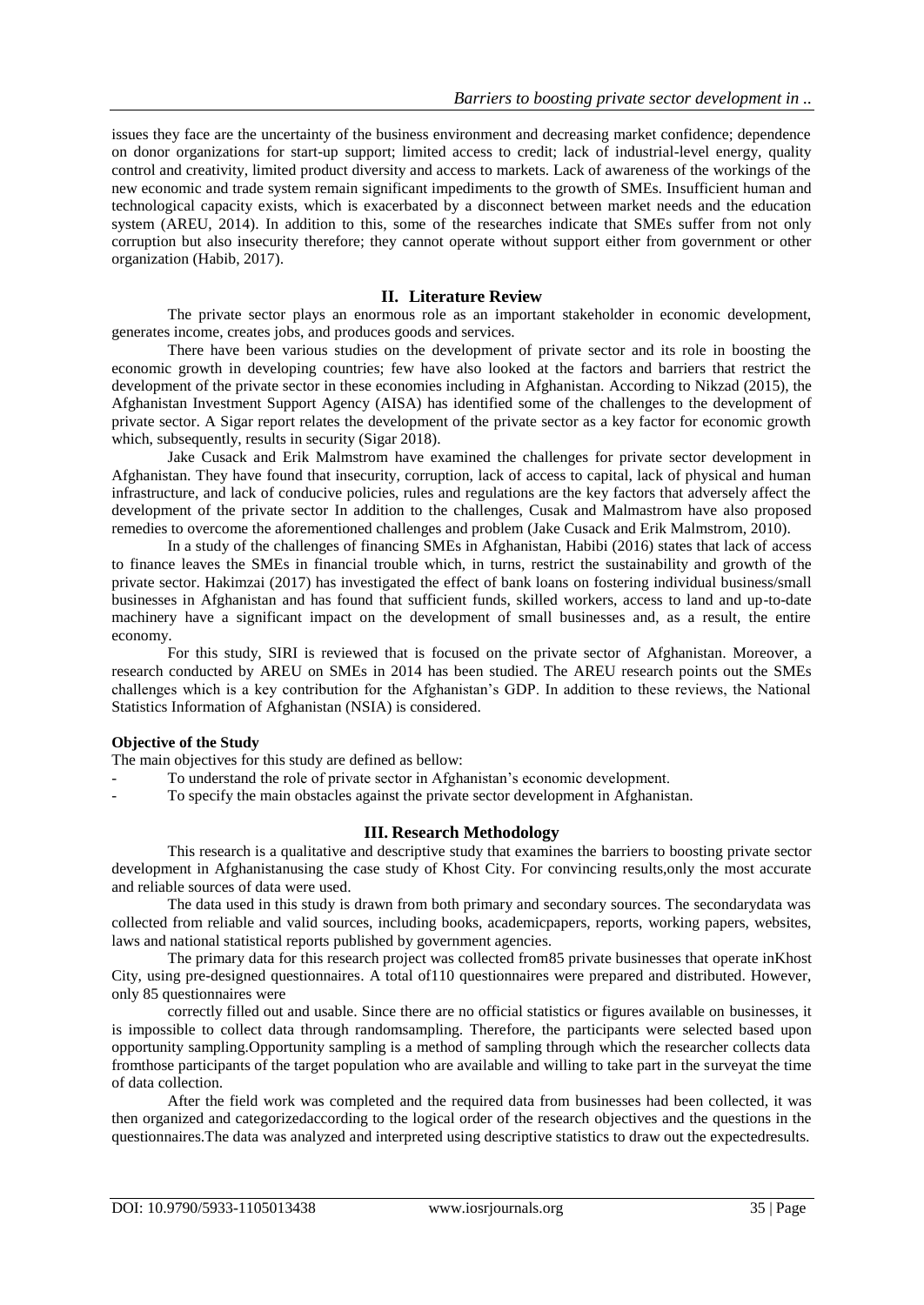issues they face are the uncertainty of the business environment and decreasing market confidence; dependence on donor organizations for start-up support; limited access to credit; lack of industrial-level energy, quality control and creativity, limited product diversity and access to markets. Lack of awareness of the workings of the new economic and trade system remain significant impediments to the growth of SMEs. Insufficient human and technological capacity exists, which is exacerbated by a disconnect between market needs and the education system (AREU, 2014). In addition to this, some of the researches indicate that SMEs suffer from not only corruption but also insecurity therefore; they cannot operate without support either from government or other organization (Habib, 2017).

## II. Literature Review

The private sector plays an enormous role as an important stakeholder in economic development, generates income, creates jobs, and produces goods and services.

There have been various studies on the development of private sector and its role in boosting the economic growth in developing countries; few have also looked at the factors and barriers that restrict the development of the private sector in these economies including in Afghanistan. According to Nikzad (2015), the Afghanistan Investment Support Agency (AISA) has identified some of the challenges to the development of private sector. A Sigar report relates the development of the private sector as a key factor for economic growth which, subsequently, results in security (Sigar 2018).

Jake Cusack and Erik Malmstrom have examined the challenges for private sector development in Afghanistan. They have found that insecurity, corruption, lack of access to capital, lack of physical and human infrastructure, and lack of conducive policies, rules and regulations are the key factors that adversely affect the development of the private sector In addition to the challenges, Cusak and Malmastrom have also proposed remedies to overcome the aforementioned challenges and problem (Jake Cusack and Erik Malmstrom, 2010).

In a study of the challenges of financing SMEs in Afghanistan, Habibi (2016) states that lack of access to finance leaves the SMEs in financial trouble which, in turns, restrict the sustainability and growth of the private sector. Hakimzai (2017) has investigated the effect of bank loans on fostering individual business/small businesses in Afghanistan and has found that sufficient funds, skilled workers, access to land and up-to-date machinery have a significant impact on the development of small businesses and, as a result, the entire economy.

For this study, SIRI is reviewed that is focused on the private sector of Afghanistan. Moreover, a research conducted by AREU on SMEs in 2014 has been studied. The AREU research points out the SMEs challenges which is a key contribution for the Afghanistan's GDP. In addition to these reviews, the National Statistics Information of Afghanistan (NSIA) is considered.

**Objective of the Study**

The main objectives for this study are defined as bellow:

- To understand the role of private sector in Afghanistan's economic development.
- To specify the main obstacles against the private sector development in Afghanistan.

## III. Research Methodology

This research is a qualitative and descriptive study that examines the barriers to boosting private sector development in Afghanistanusing the case study of Khost City. For convincing results,only the most accurate and reliable sources of data were used.

The data used in this study is drawn from both primary and secondary sources. The secondarydata was collected from reliable and valid sources, including books, academicpapers, reports, working papers, websites, laws and national statistical reports published by government agencies.

The primary data for this research project was collected from85 private businesses that operate inKhost City, using pre-designed questionnaires. A total of110 questionnaires were prepared and distributed. However, only 85 questionnaires were correctly filled out and usable. Since there are no official statistics or figures available on businesses, it is impossible to collect data through randomsampling. Therefore, the participants were selected based upon opportunity sampling.Opportunity sampling is a method of sampling through which the researcher collects data fromthose participants of the target population who are available and willing to take part in the surveyat the time of data collection.

After the field work was completed and the required data from businesses had been collected, it was then organized and categorizedaccording to the logical order of the research objectives and the questions in the questionnaires.The data was analyzed and interpreted using descriptive statistics to draw out the expectedresults.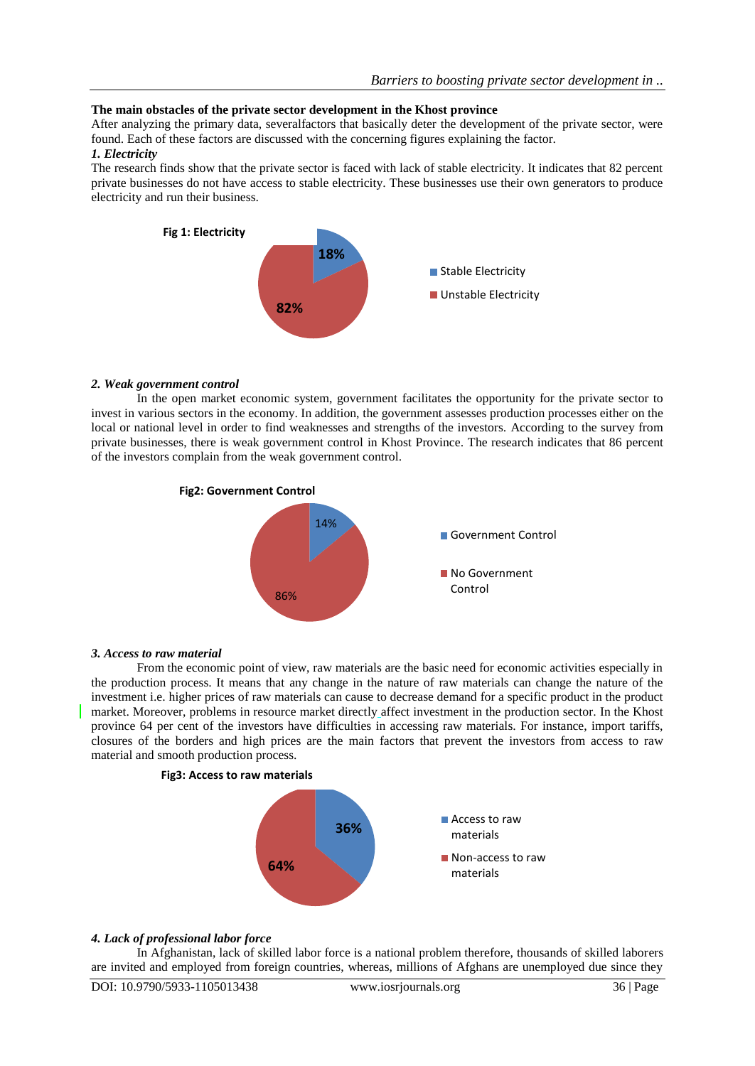**The main obstacles of the private sector development in the Khost province**

After analyzing the primary data, severalfactors that basically deter the development of the private sector, were found. Each of these factors are discussed with the concerning figures explaining the factor.

***1. Electricity***

The research finds show that the private sector is faced with lack of stable electricity. It indicates that 82 percent private businesses do not have access to stable electricity. These businesses use their own generators to produce electricity and run their business.

**Fig 1: Electricity**

| | |
|---|---|
| Stable Electricity | 18% |
| Unstable Electricity | 82% |

***2. Weak government control***

In the open market economic system, government facilitates the opportunity for the private sector to invest in various sectors in the economy. In addition, the government assesses production processes either on the local or national level in order to find weaknesses and strengths of the investors. According to the survey from private businesses, there is weak government control in Khost Province. The research indicates that 86 percent of the investors complain from the weak government control.

**Fig2: Government Control**

| | |
|---|---|
| Government Control | 14% |
| No Government Control | 86% |

***3. Access to raw material***

From the economic point of view, raw materials are the basic need for economic activities especially in the production process. It means that any change in the nature of raw materials can change the nature of the investment i.e. higher prices of raw materials can cause to decrease demand for a specific product in the product market. Moreover, problems in resource market directly affect investment in the production sector. In the Khost province 64 per cent of the investors have difficulties in accessing raw materials. For instance, import tariffs, closures of the borders and high prices are the main factors that prevent the investors from access to raw material and smooth production process.

**Fig3: Access to raw materials**

| | |
|---|---|
| Access to raw materials | 36% |
| Non-access to raw materials | 64% |

***4. Lack of professional labor force***

In Afghanistan, lack of skilled labor force is a national problem therefore, thousands of skilled laborers are invited and employed from foreign countries, whereas, millions of Afghans are unemployed due since they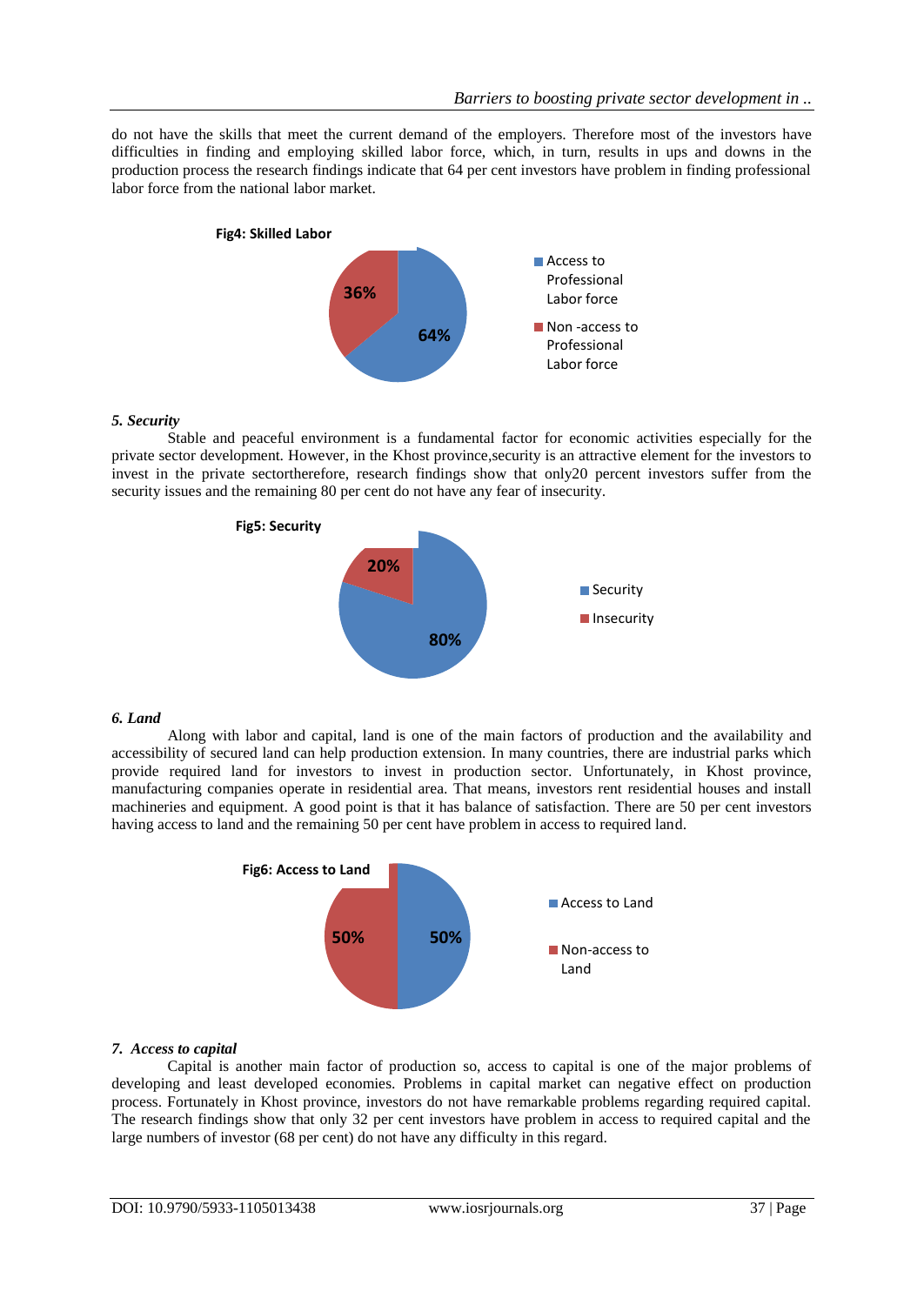do not have the skills that meet the current demand of the employers. Therefore most of the investors have difficulties in finding and employing skilled labor force, which, in turn, results in ups and downs in the production process the research findings indicate that 64 per cent investors have problem in finding professional labor force from the national labor market.

**Fig4: Skilled Labor**

- Access to Professional Labor force: 64%
- Non -access to Professional Labor force: 36%

***5. Security***

Stable and peaceful environment is a fundamental factor for economic activities especially for the private sector development. However, in the Khost province,security is an attractive element for the investors to invest in the private sectortherefore, research findings show that only20 percent investors suffer from the security issues and the remaining 80 per cent do not have any fear of insecurity.

**Fig5: Security**

- Security: 80%
- Insecurity: 20%

***6. Land***

Along with labor and capital, land is one of the main factors of production and the availability and accessibility of secured land can help production extension. In many countries, there are industrial parks which provide required land for investors to invest in production sector. Unfortunately, in Khost province, manufacturing companies operate in residential area. That means, investors rent residential houses and install machineries and equipment. A good point is that it has balance of satisfaction. There are 50 per cent investors having access to land and the remaining 50 per cent have problem in access to required land.

**Fig6: Access to Land**

- Access to Land: 50%
- Non-access to Land: 50%

***7. Access to capital***

Capital is another main factor of production so, access to capital is one of the major problems of developing and least developed economies. Problems in capital market can negative effect on production process. Fortunately in Khost province, investors do not have remarkable problems regarding required capital. The research findings show that only 32 per cent investors have problem in access to required capital and the large numbers of investor (68 per cent) do not have any difficulty in this regard.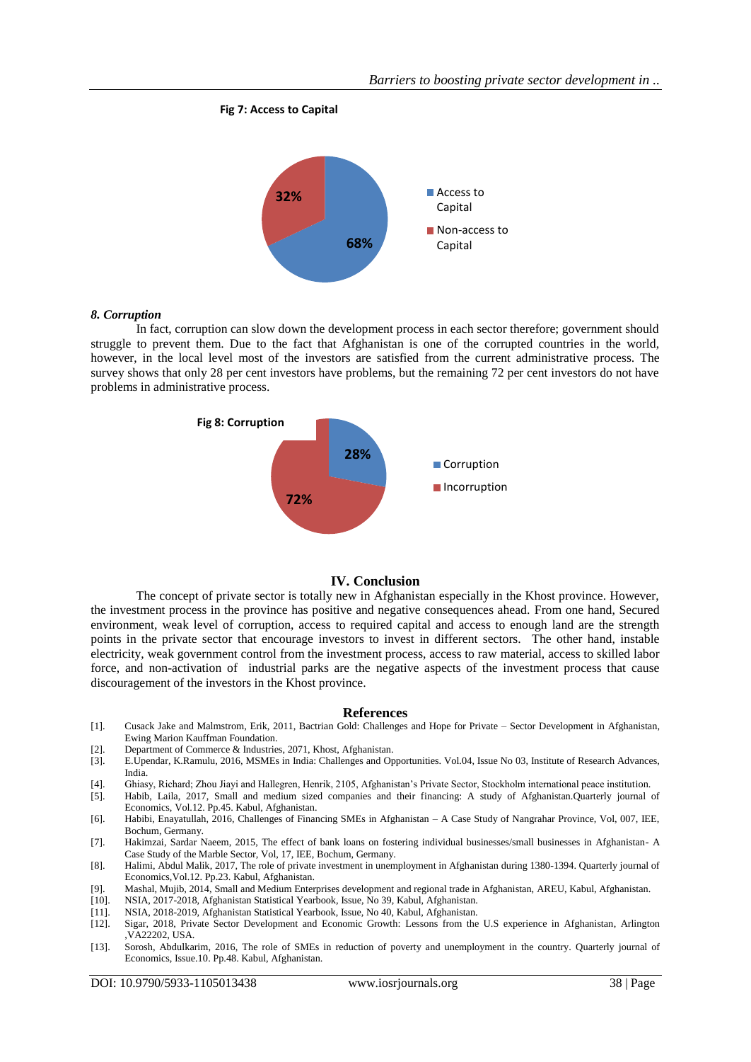Fig 7: Access to Capital

32%

68%

Access to Capital

Non-access to Capital

### *8. Corruption*

In fact, corruption can slow down the development process in each sector therefore; government should struggle to prevent them. Due to the fact that Afghanistan is one of the corrupted countries in the world, however, in the local level most of the investors are satisfied from the current administrative process. The survey shows that only 28 per cent investors have problems, but the remaining 72 per cent investors do not have problems in administrative process.

Fig 8: Corruption

28%

72%

Corruption

Incorruption

## IV. Conclusion

The concept of private sector is totally new in Afghanistan especially in the Khost province. However, the investment process in the province has positive and negative consequences ahead. From one hand, Secured environment, weak level of corruption, access to required capital and access to enough land are the strength points in the private sector that encourage investors to invest in different sectors. The other hand, instable electricity, weak government control from the investment process, access to raw material, access to skilled labor force, and non-activation of industrial parks are the negative aspects of the investment process that cause discouragement of the investors in the Khost province.

## References

[1]. Cusack Jake and Malmstrom, Erik, 2011, Bactrian Gold: Challenges and Hope for Private – Sector Development in Afghanistan, Ewing Marion Kauffman Foundation.

[2]. Department of Commerce & Industries, 2071, Khost, Afghanistan.

[3]. E.Upendar, K.Ramulu, 2016, MSMEs in India: Challenges and Opportunities. Vol.04, Issue No 03, Institute of Research Advances, India.

[4]. Ghiasy, Richard; Zhou Jiayi and Hallegren, Henrik, 2105, Afghanistan's Private Sector, Stockholm international peace institution.

[5]. Habib, Laila, 2017, Small and medium sized companies and their financing: A study of Afghanistan.Quarterly journal of Economics, Vol.12. Pp.45. Kabul, Afghanistan.

[6]. Habibi, Enayatullah, 2016, Challenges of Financing SMEs in Afghanistan – A Case Study of Nangrahar Province, Vol, 007, IEE, Bochum, Germany.

[7]. Hakimzai, Sardar Naeem, 2015, The effect of bank loans on fostering individual businesses/small businesses in Afghanistan- A Case Study of the Marble Sector, Vol, 17, IEE, Bochum, Germany.

[8]. Halimi, Abdul Malik, 2017, The role of private investment in unemployment in Afghanistan during 1380-1394. Quarterly journal of Economics,Vol.12. Pp.23. Kabul, Afghanistan.

[9]. Mashal, Mujib, 2014, Small and Medium Enterprises development and regional trade in Afghanistan, AREU, Kabul, Afghanistan.

[10]. NSIA, 2017-2018, Afghanistan Statistical Yearbook, Issue, No 39, Kabul, Afghanistan.

[11]. NSIA, 2018-2019, Afghanistan Statistical Yearbook, Issue, No 40, Kabul, Afghanistan.

[12]. Sigar, 2018, Private Sector Development and Economic Growth: Lessons from the U.S experience in Afghanistan, Arlington ,VA22202, USA.

[13]. Sorosh, Abdulkarim, 2016, The role of SMEs in reduction of poverty and unemployment in the country. Quarterly journal of Economics, Issue.10. Pp.48. Kabul, Afghanistan.